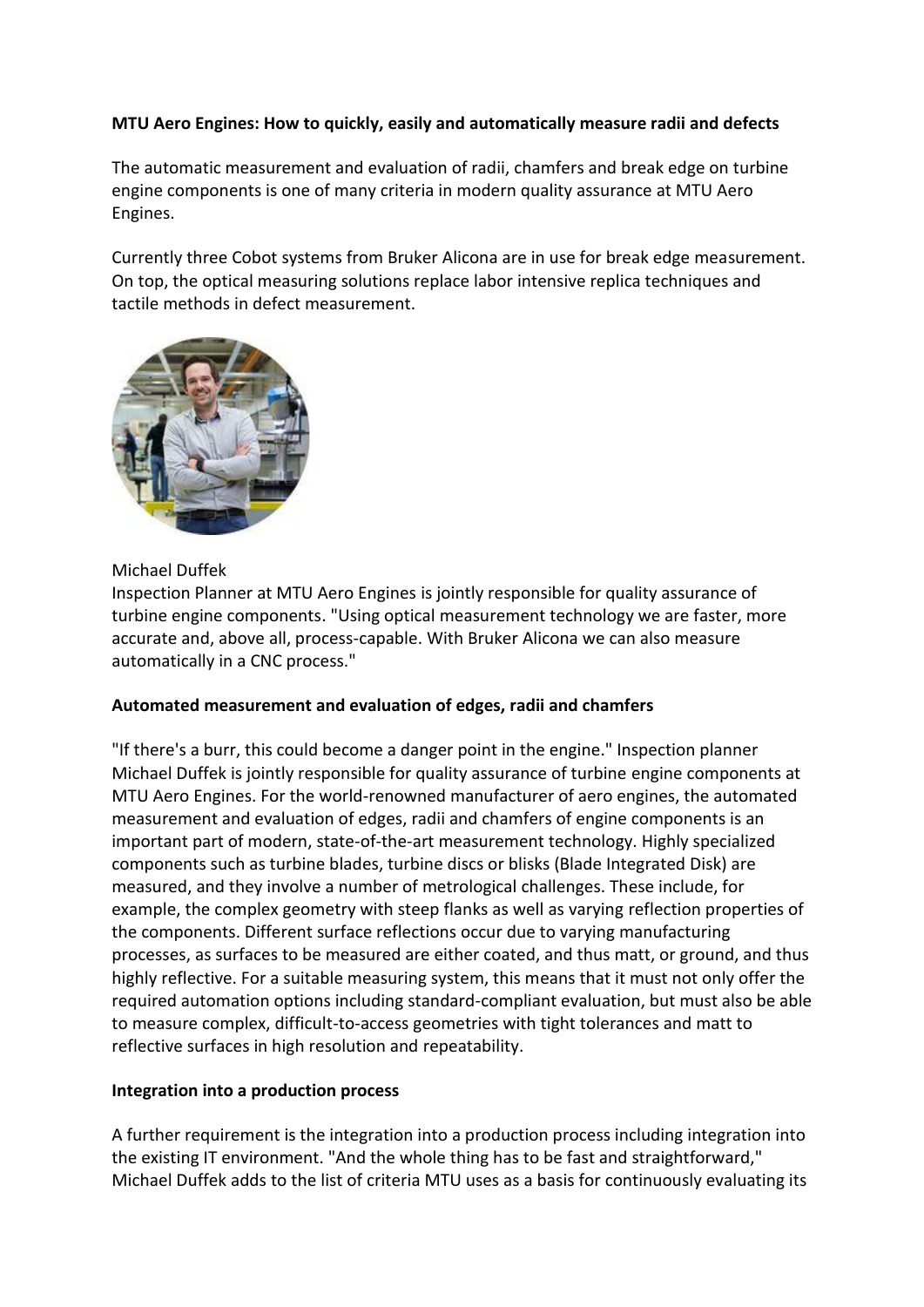**MTU Aero Engines: How to quickly, easily and automatically measure radii and defects**

The automatic measurement and evaluation of radii, chamfers and break edge on turbine engine components is one of many criteria in modern quality assurance at MTU Aero Engines.

Currently three Cobot systems from Bruker Alicona are in use for break edge measurement. On top, the optical measuring solutions replace labor intensive replica techniques and tactile methods in defect measurement.

Michael Duffek
Inspection Planner at MTU Aero Engines is jointly responsible for quality assurance of turbine engine components. "Using optical measurement technology we are faster, more accurate and, above all, process-capable. With Bruker Alicona we can also measure automatically in a CNC process."

**Automated measurement and evaluation of edges, radii and chamfers**

"If there's a burr, this could become a danger point in the engine." Inspection planner Michael Duffek is jointly responsible for quality assurance of turbine engine components at MTU Aero Engines. For the world-renowned manufacturer of aero engines, the automated measurement and evaluation of edges, radii and chamfers of engine components is an important part of modern, state-of-the-art measurement technology. Highly specialized components such as turbine blades, turbine discs or blisks (Blade Integrated Disk) are measured, and they involve a number of metrological challenges. These include, for example, the complex geometry with steep flanks as well as varying reflection properties of the components. Different surface reflections occur due to varying manufacturing processes, as surfaces to be measured are either coated, and thus matt, or ground, and thus highly reflective. For a suitable measuring system, this means that it must not only offer the required automation options including standard-compliant evaluation, but must also be able to measure complex, difficult-to-access geometries with tight tolerances and matt to reflective surfaces in high resolution and repeatability.

**Integration into a production process**

A further requirement is the integration into a production process including integration into the existing IT environment. "And the whole thing has to be fast and straightforward," Michael Duffek adds to the list of criteria MTU uses as a basis for continuously evaluating its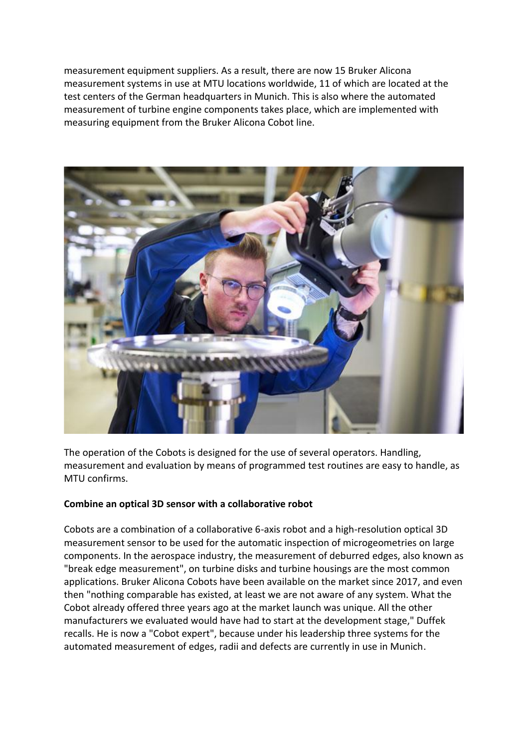measurement equipment suppliers. As a result, there are now 15 Bruker Alicona measurement systems in use at MTU locations worldwide, 11 of which are located at the test centers of the German headquarters in Munich. This is also where the automated measurement of turbine engine components takes place, which are implemented with measuring equipment from the Bruker Alicona Cobot line.

The operation of the Cobots is designed for the use of several operators. Handling, measurement and evaluation by means of programmed test routines are easy to handle, as MTU confirms.

**Combine an optical 3D sensor with a collaborative robot**

Cobots are a combination of a collaborative 6-axis robot and a high-resolution optical 3D measurement sensor to be used for the automatic inspection of microgeometries on large components. In the aerospace industry, the measurement of deburred edges, also known as "break edge measurement", on turbine disks and turbine housings are the most common applications. Bruker Alicona Cobots have been available on the market since 2017, and even then "nothing comparable has existed, at least we are not aware of any system. What the Cobot already offered three years ago at the market launch was unique. All the other manufacturers we evaluated would have had to start at the development stage," Duffek recalls. He is now a "Cobot expert", because under his leadership three systems for the automated measurement of edges, radii and defects are currently in use in Munich.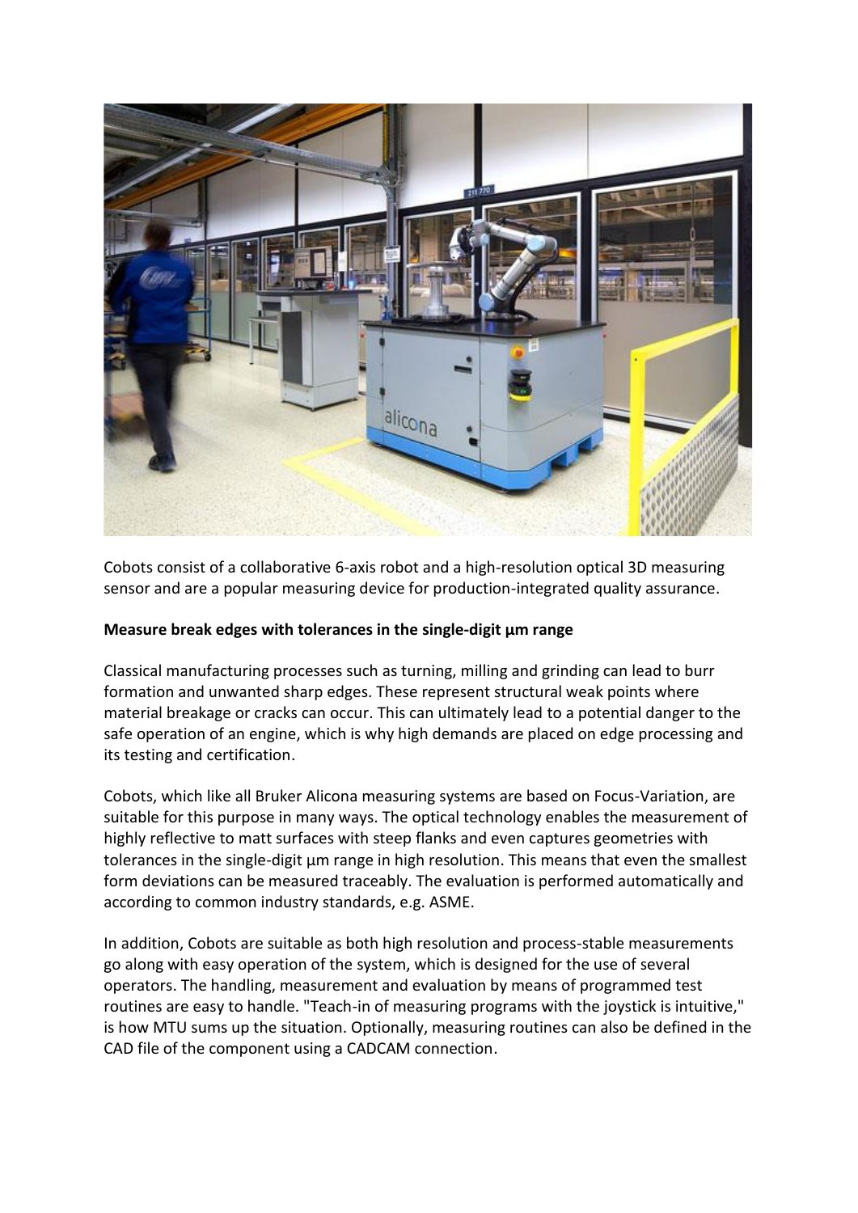Cobots consist of a collaborative 6-axis robot and a high-resolution optical 3D measuring sensor and are a popular measuring device for production-integrated quality assurance.

**Measure break edges with tolerances in the single-digit µm range**

Classical manufacturing processes such as turning, milling and grinding can lead to burr formation and unwanted sharp edges. These represent structural weak points where material breakage or cracks can occur. This can ultimately lead to a potential danger to the safe operation of an engine, which is why high demands are placed on edge processing and its testing and certification.

Cobots, which like all Bruker Alicona measuring systems are based on Focus-Variation, are suitable for this purpose in many ways. The optical technology enables the measurement of highly reflective to matt surfaces with steep flanks and even captures geometries with tolerances in the single-digit µm range in high resolution. This means that even the smallest form deviations can be measured traceably. The evaluation is performed automatically and according to common industry standards, e.g. ASME.

In addition, Cobots are suitable as both high resolution and process-stable measurements go along with easy operation of the system, which is designed for the use of several operators. The handling, measurement and evaluation by means of programmed test routines are easy to handle. "Teach-in of measuring programs with the joystick is intuitive," is how MTU sums up the situation. Optionally, measuring routines can also be defined in the CAD file of the component using a CADCAM connection.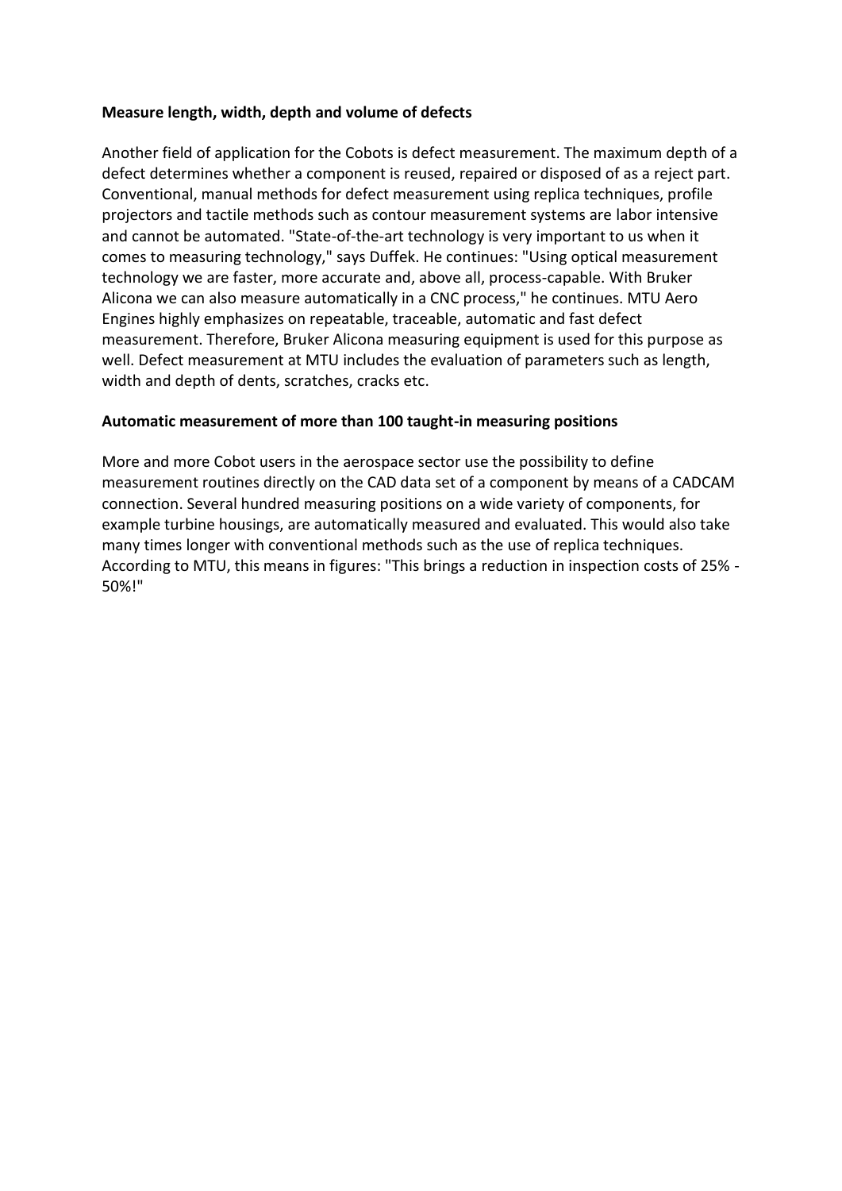**Measure length, width, depth and volume of defects**

Another field of application for the Cobots is defect measurement. The maximum depth of a defect determines whether a component is reused, repaired or disposed of as a reject part. Conventional, manual methods for defect measurement using replica techniques, profile projectors and tactile methods such as contour measurement systems are labor intensive and cannot be automated. "State-of-the-art technology is very important to us when it comes to measuring technology," says Duffek. He continues: "Using optical measurement technology we are faster, more accurate and, above all, process-capable. With Bruker Alicona we can also measure automatically in a CNC process," he continues. MTU Aero Engines highly emphasizes on repeatable, traceable, automatic and fast defect measurement. Therefore, Bruker Alicona measuring equipment is used for this purpose as well. Defect measurement at MTU includes the evaluation of parameters such as length, width and depth of dents, scratches, cracks etc.

**Automatic measurement of more than 100 taught-in measuring positions**

More and more Cobot users in the aerospace sector use the possibility to define measurement routines directly on the CAD data set of a component by means of a CADCAM connection. Several hundred measuring positions on a wide variety of components, for example turbine housings, are automatically measured and evaluated. This would also take many times longer with conventional methods such as the use of replica techniques. According to MTU, this means in figures: "This brings a reduction in inspection costs of 25% - 50%!"